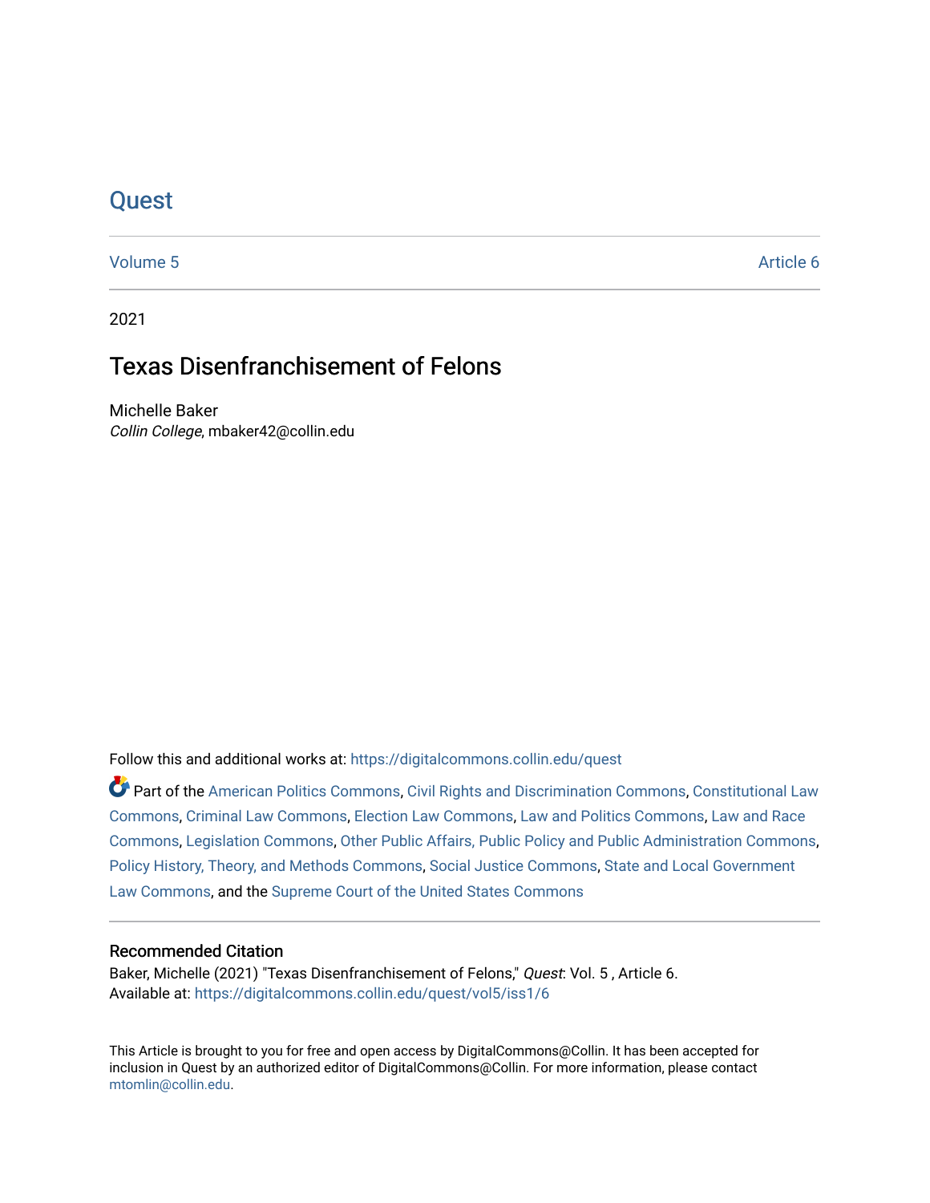# Quest

Volume 5 Article 6

2021

## Texas Disenfranchisement of Felons

Michelle Baker
*Collin College*, mbaker42@collin.edu

Follow this and additional works at: https://digitalcommons.collin.edu/quest

Part of the American Politics Commons, Civil Rights and Discrimination Commons, Constitutional Law Commons, Criminal Law Commons, Election Law Commons, Law and Politics Commons, Law and Race Commons, Legislation Commons, Other Public Affairs, Public Policy and Public Administration Commons, Policy History, Theory, and Methods Commons, Social Justice Commons, State and Local Government Law Commons, and the Supreme Court of the United States Commons

### Recommended Citation

Baker, Michelle (2021) "Texas Disenfranchisement of Felons," *Quest*: Vol. 5 , Article 6.
Available at: https://digitalcommons.collin.edu/quest/vol5/iss1/6

This Article is brought to you for free and open access by DigitalCommons@Collin. It has been accepted for inclusion in Quest by an authorized editor of DigitalCommons@Collin. For more information, please contact mtomlin@collin.edu.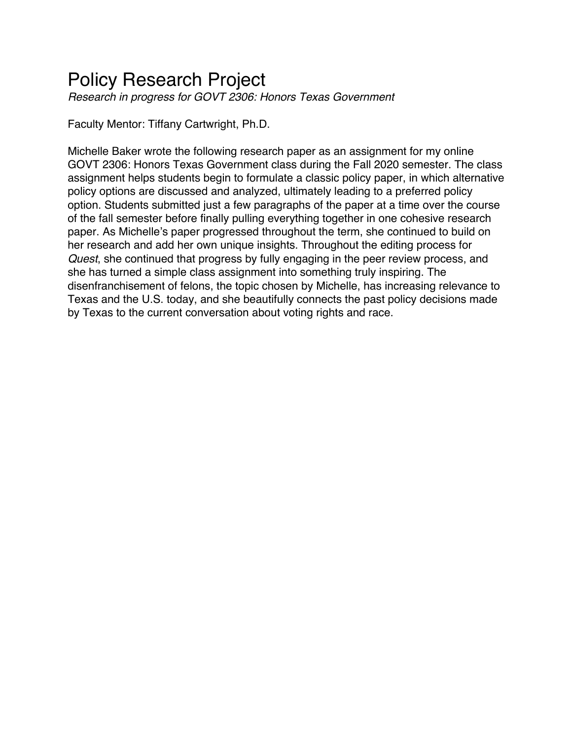# Policy Research Project

*Research in progress for GOVT 2306: Honors Texas Government*

Faculty Mentor: Tiffany Cartwright, Ph.D.

Michelle Baker wrote the following research paper as an assignment for my online GOVT 2306: Honors Texas Government class during the Fall 2020 semester. The class assignment helps students begin to formulate a classic policy paper, in which alternative policy options are discussed and analyzed, ultimately leading to a preferred policy option. Students submitted just a few paragraphs of the paper at a time over the course of the fall semester before finally pulling everything together in one cohesive research paper. As Michelle's paper progressed throughout the term, she continued to build on her research and add her own unique insights. Throughout the editing process for *Quest*, she continued that progress by fully engaging in the peer review process, and she has turned a simple class assignment into something truly inspiring. The disenfranchisement of felons, the topic chosen by Michelle, has increasing relevance to Texas and the U.S. today, and she beautifully connects the past policy decisions made by Texas to the current conversation about voting rights and race.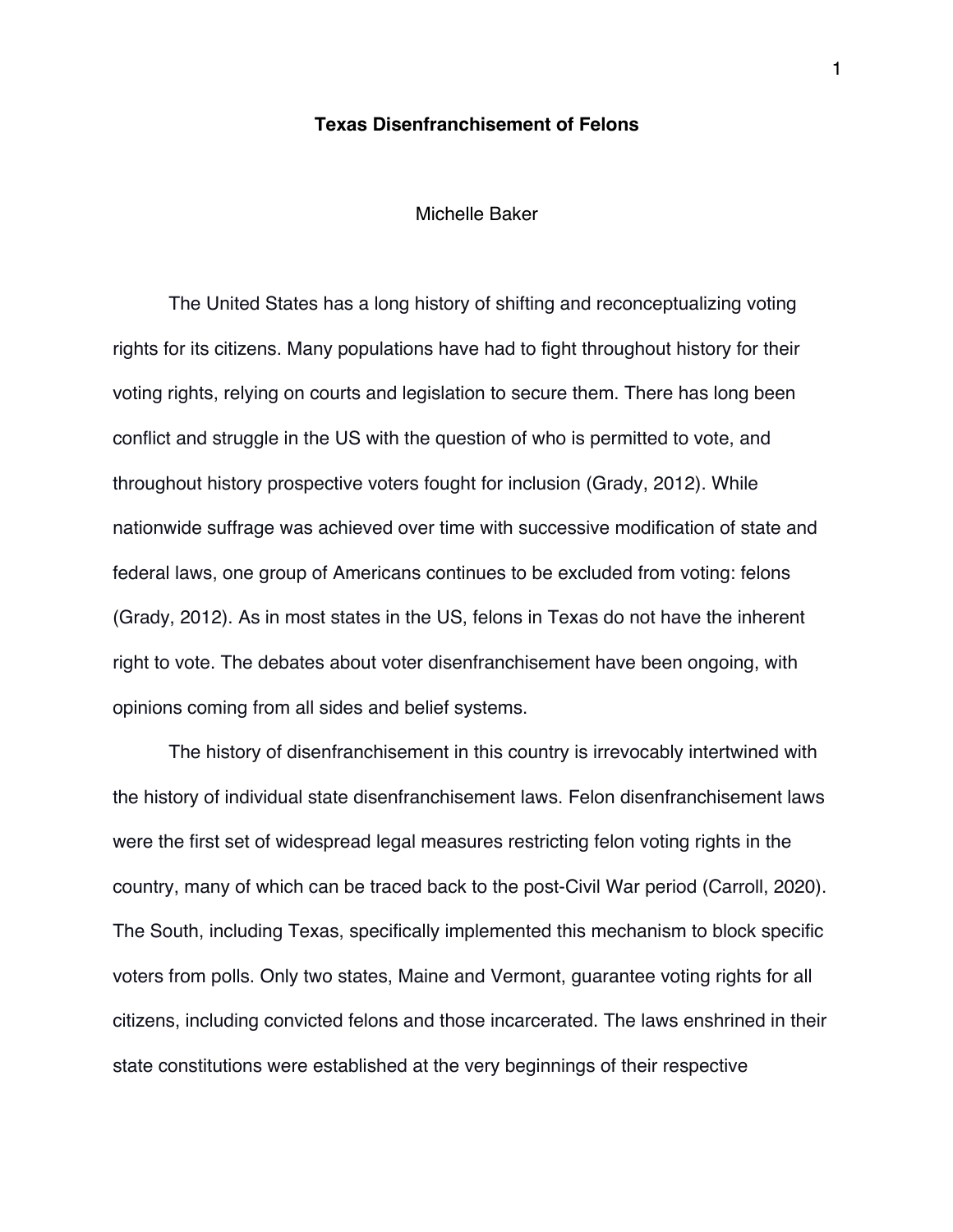# Texas Disenfranchisement of Felons

Michelle Baker

The United States has a long history of shifting and reconceptualizing voting rights for its citizens. Many populations have had to fight throughout history for their voting rights, relying on courts and legislation to secure them. There has long been conflict and struggle in the US with the question of who is permitted to vote, and throughout history prospective voters fought for inclusion (Grady, 2012). While nationwide suffrage was achieved over time with successive modification of state and federal laws, one group of Americans continues to be excluded from voting: felons (Grady, 2012). As in most states in the US, felons in Texas do not have the inherent right to vote. The debates about voter disenfranchisement have been ongoing, with opinions coming from all sides and belief systems.

The history of disenfranchisement in this country is irrevocably intertwined with the history of individual state disenfranchisement laws. Felon disenfranchisement laws were the first set of widespread legal measures restricting felon voting rights in the country, many of which can be traced back to the post-Civil War period (Carroll, 2020). The South, including Texas, specifically implemented this mechanism to block specific voters from polls. Only two states, Maine and Vermont, guarantee voting rights for all citizens, including convicted felons and those incarcerated. The laws enshrined in their state constitutions were established at the very beginnings of their respective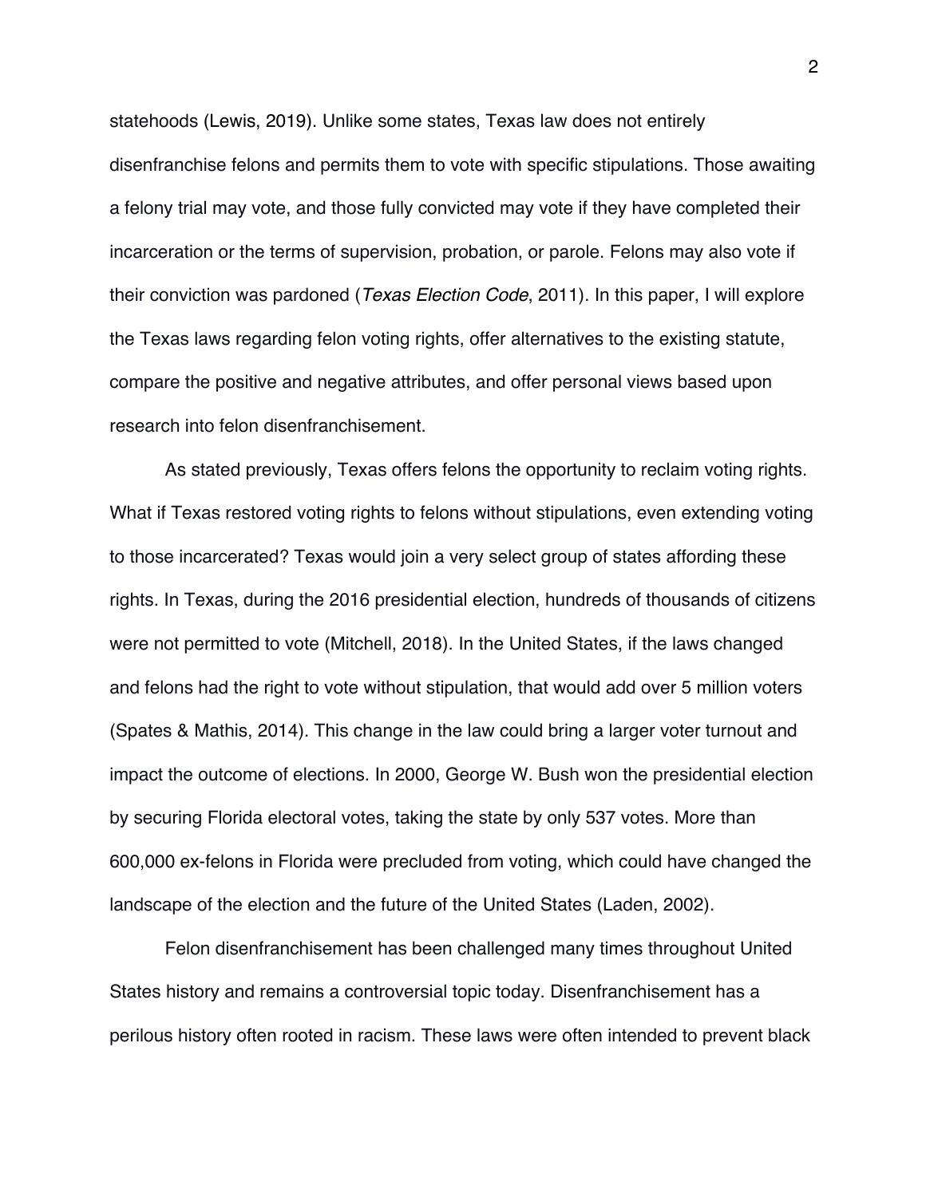statehoods (Lewis, 2019). Unlike some states, Texas law does not entirely disenfranchise felons and permits them to vote with specific stipulations. Those awaiting a felony trial may vote, and those fully convicted may vote if they have completed their incarceration or the terms of supervision, probation, or parole. Felons may also vote if their conviction was pardoned (*Texas Election Code*, 2011). In this paper, I will explore the Texas laws regarding felon voting rights, offer alternatives to the existing statute, compare the positive and negative attributes, and offer personal views based upon research into felon disenfranchisement.

As stated previously, Texas offers felons the opportunity to reclaim voting rights. What if Texas restored voting rights to felons without stipulations, even extending voting to those incarcerated? Texas would join a very select group of states affording these rights. In Texas, during the 2016 presidential election, hundreds of thousands of citizens were not permitted to vote (Mitchell, 2018). In the United States, if the laws changed and felons had the right to vote without stipulation, that would add over 5 million voters (Spates & Mathis, 2014). This change in the law could bring a larger voter turnout and impact the outcome of elections. In 2000, George W. Bush won the presidential election by securing Florida electoral votes, taking the state by only 537 votes. More than 600,000 ex-felons in Florida were precluded from voting, which could have changed the landscape of the election and the future of the United States (Laden, 2002).

Felon disenfranchisement has been challenged many times throughout United States history and remains a controversial topic today. Disenfranchisement has a perilous history often rooted in racism. These laws were often intended to prevent black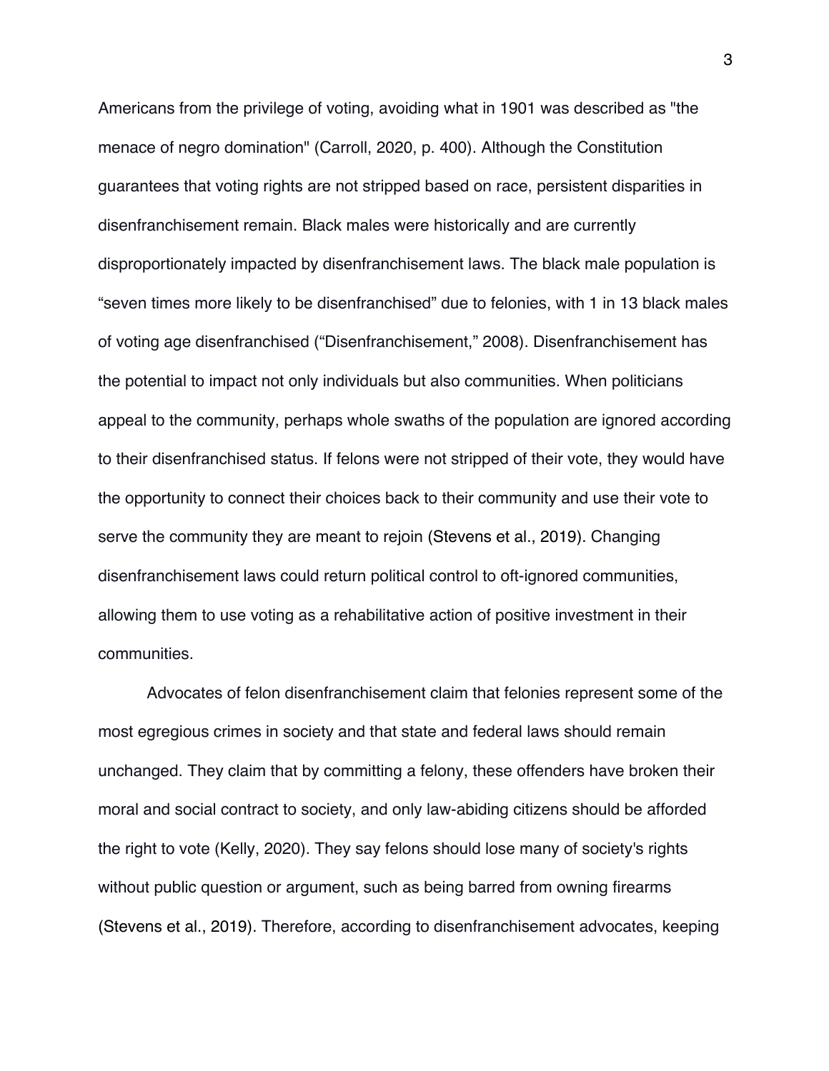Americans from the privilege of voting, avoiding what in 1901 was described as "the menace of negro domination" (Carroll, 2020, p. 400). Although the Constitution guarantees that voting rights are not stripped based on race, persistent disparities in disenfranchisement remain. Black males were historically and are currently disproportionately impacted by disenfranchisement laws. The black male population is "seven times more likely to be disenfranchised" due to felonies, with 1 in 13 black males of voting age disenfranchised ("Disenfranchisement," 2008). Disenfranchisement has the potential to impact not only individuals but also communities. When politicians appeal to the community, perhaps whole swaths of the population are ignored according to their disenfranchised status. If felons were not stripped of their vote, they would have the opportunity to connect their choices back to their community and use their vote to serve the community they are meant to rejoin (Stevens et al., 2019). Changing disenfranchisement laws could return political control to oft-ignored communities, allowing them to use voting as a rehabilitative action of positive investment in their communities.

Advocates of felon disenfranchisement claim that felonies represent some of the most egregious crimes in society and that state and federal laws should remain unchanged. They claim that by committing a felony, these offenders have broken their moral and social contract to society, and only law-abiding citizens should be afforded the right to vote (Kelly, 2020). They say felons should lose many of society's rights without public question or argument, such as being barred from owning firearms (Stevens et al., 2019). Therefore, according to disenfranchisement advocates, keeping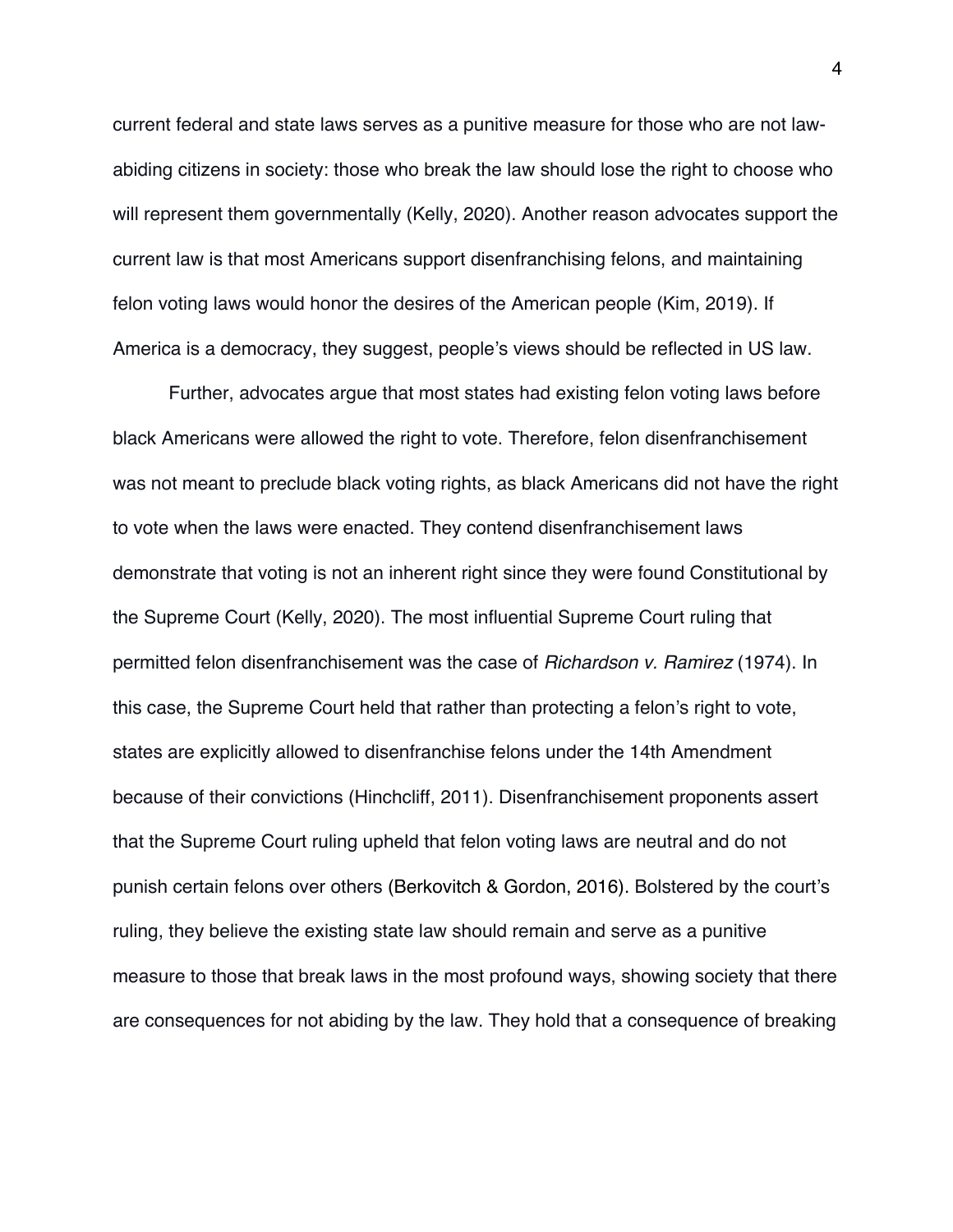current federal and state laws serves as a punitive measure for those who are not law-abiding citizens in society: those who break the law should lose the right to choose who will represent them governmentally (Kelly, 2020). Another reason advocates support the current law is that most Americans support disenfranchising felons, and maintaining felon voting laws would honor the desires of the American people (Kim, 2019). If America is a democracy, they suggest, people's views should be reflected in US law.

Further, advocates argue that most states had existing felon voting laws before black Americans were allowed the right to vote. Therefore, felon disenfranchisement was not meant to preclude black voting rights, as black Americans did not have the right to vote when the laws were enacted. They contend disenfranchisement laws demonstrate that voting is not an inherent right since they were found Constitutional by the Supreme Court (Kelly, 2020). The most influential Supreme Court ruling that permitted felon disenfranchisement was the case of *Richardson v. Ramirez* (1974). In this case, the Supreme Court held that rather than protecting a felon's right to vote, states are explicitly allowed to disenfranchise felons under the 14th Amendment because of their convictions (Hinchcliff, 2011). Disenfranchisement proponents assert that the Supreme Court ruling upheld that felon voting laws are neutral and do not punish certain felons over others (Berkovitch & Gordon, 2016). Bolstered by the court's ruling, they believe the existing state law should remain and serve as a punitive measure to those that break laws in the most profound ways, showing society that there are consequences for not abiding by the law. They hold that a consequence of breaking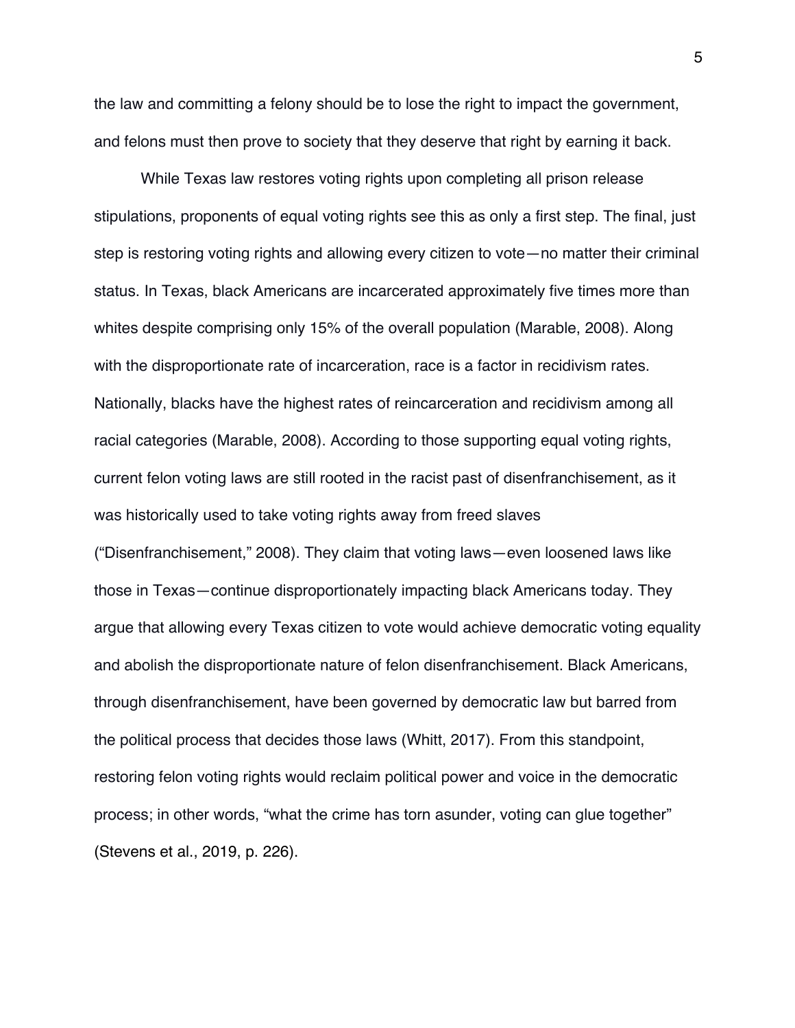the law and committing a felony should be to lose the right to impact the government, and felons must then prove to society that they deserve that right by earning it back.

While Texas law restores voting rights upon completing all prison release stipulations, proponents of equal voting rights see this as only a first step. The final, just step is restoring voting rights and allowing every citizen to vote—no matter their criminal status. In Texas, black Americans are incarcerated approximately five times more than whites despite comprising only 15% of the overall population (Marable, 2008). Along with the disproportionate rate of incarceration, race is a factor in recidivism rates. Nationally, blacks have the highest rates of reincarceration and recidivism among all racial categories (Marable, 2008). According to those supporting equal voting rights, current felon voting laws are still rooted in the racist past of disenfranchisement, as it was historically used to take voting rights away from freed slaves ("Disenfranchisement," 2008). They claim that voting laws—even loosened laws like those in Texas—continue disproportionately impacting black Americans today. They argue that allowing every Texas citizen to vote would achieve democratic voting equality and abolish the disproportionate nature of felon disenfranchisement. Black Americans, through disenfranchisement, have been governed by democratic law but barred from the political process that decides those laws (Whitt, 2017). From this standpoint, restoring felon voting rights would reclaim political power and voice in the democratic process; in other words, "what the crime has torn asunder, voting can glue together" (Stevens et al., 2019, p. 226).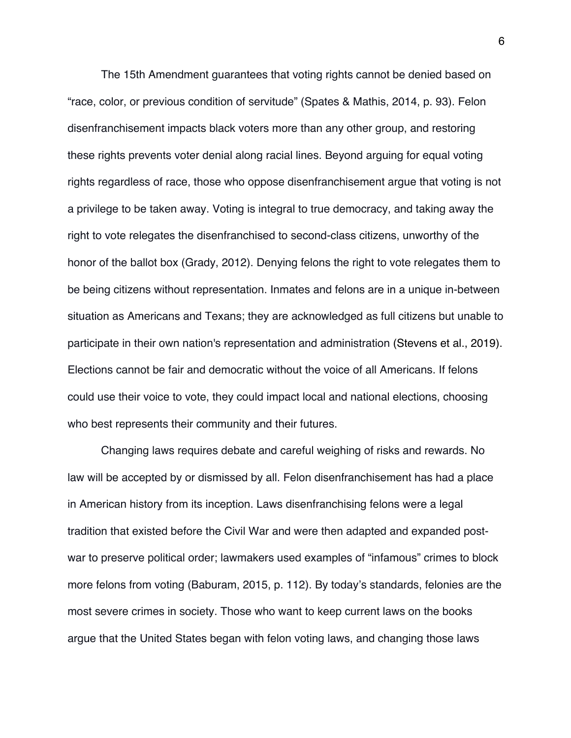The 15th Amendment guarantees that voting rights cannot be denied based on "race, color, or previous condition of servitude" (Spates & Mathis, 2014, p. 93). Felon disenfranchisement impacts black voters more than any other group, and restoring these rights prevents voter denial along racial lines. Beyond arguing for equal voting rights regardless of race, those who oppose disenfranchisement argue that voting is not a privilege to be taken away. Voting is integral to true democracy, and taking away the right to vote relegates the disenfranchised to second-class citizens, unworthy of the honor of the ballot box (Grady, 2012). Denying felons the right to vote relegates them to be being citizens without representation. Inmates and felons are in a unique in-between situation as Americans and Texans; they are acknowledged as full citizens but unable to participate in their own nation's representation and administration (Stevens et al., 2019). Elections cannot be fair and democratic without the voice of all Americans. If felons could use their voice to vote, they could impact local and national elections, choosing who best represents their community and their futures.

Changing laws requires debate and careful weighing of risks and rewards. No law will be accepted by or dismissed by all. Felon disenfranchisement has had a place in American history from its inception. Laws disenfranchising felons were a legal tradition that existed before the Civil War and were then adapted and expanded post-war to preserve political order; lawmakers used examples of "infamous" crimes to block more felons from voting (Baburam, 2015, p. 112). By today's standards, felonies are the most severe crimes in society. Those who want to keep current laws on the books argue that the United States began with felon voting laws, and changing those laws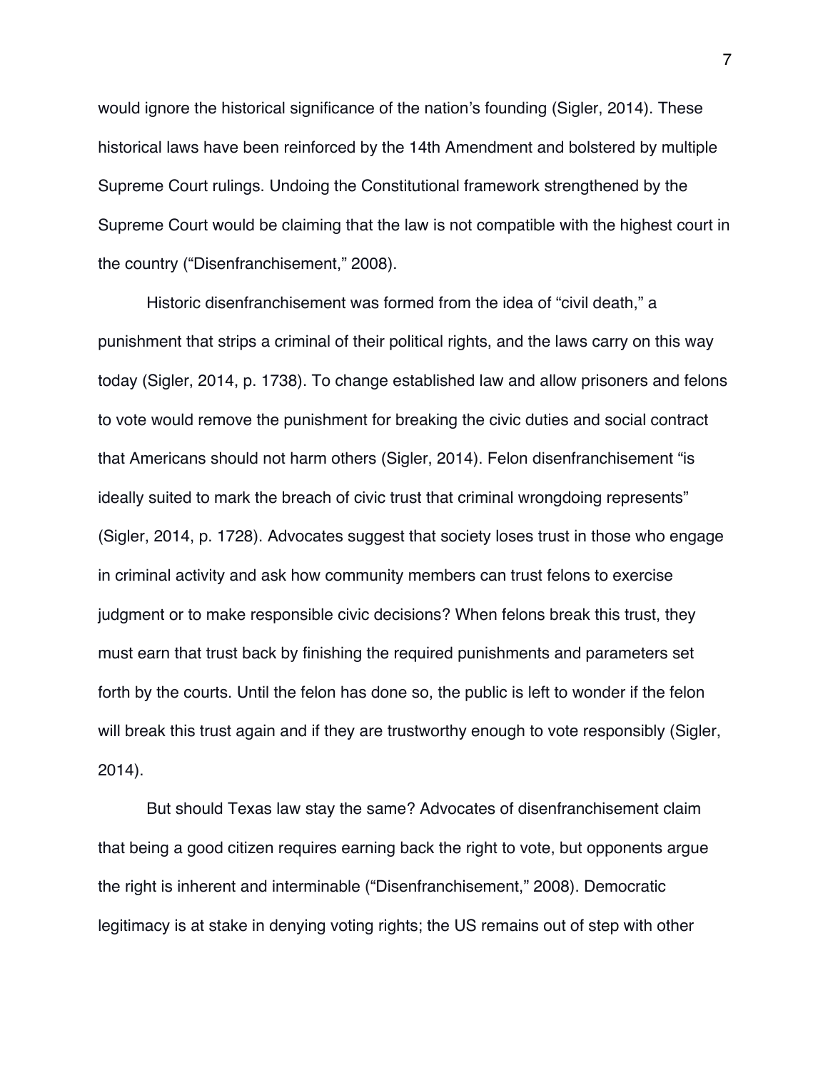would ignore the historical significance of the nation's founding (Sigler, 2014). These historical laws have been reinforced by the 14th Amendment and bolstered by multiple Supreme Court rulings. Undoing the Constitutional framework strengthened by the Supreme Court would be claiming that the law is not compatible with the highest court in the country ("Disenfranchisement," 2008).

Historic disenfranchisement was formed from the idea of "civil death," a punishment that strips a criminal of their political rights, and the laws carry on this way today (Sigler, 2014, p. 1738). To change established law and allow prisoners and felons to vote would remove the punishment for breaking the civic duties and social contract that Americans should not harm others (Sigler, 2014). Felon disenfranchisement "is ideally suited to mark the breach of civic trust that criminal wrongdoing represents" (Sigler, 2014, p. 1728). Advocates suggest that society loses trust in those who engage in criminal activity and ask how community members can trust felons to exercise judgment or to make responsible civic decisions? When felons break this trust, they must earn that trust back by finishing the required punishments and parameters set forth by the courts. Until the felon has done so, the public is left to wonder if the felon will break this trust again and if they are trustworthy enough to vote responsibly (Sigler, 2014).

But should Texas law stay the same? Advocates of disenfranchisement claim that being a good citizen requires earning back the right to vote, but opponents argue the right is inherent and interminable ("Disenfranchisement," 2008). Democratic legitimacy is at stake in denying voting rights; the US remains out of step with other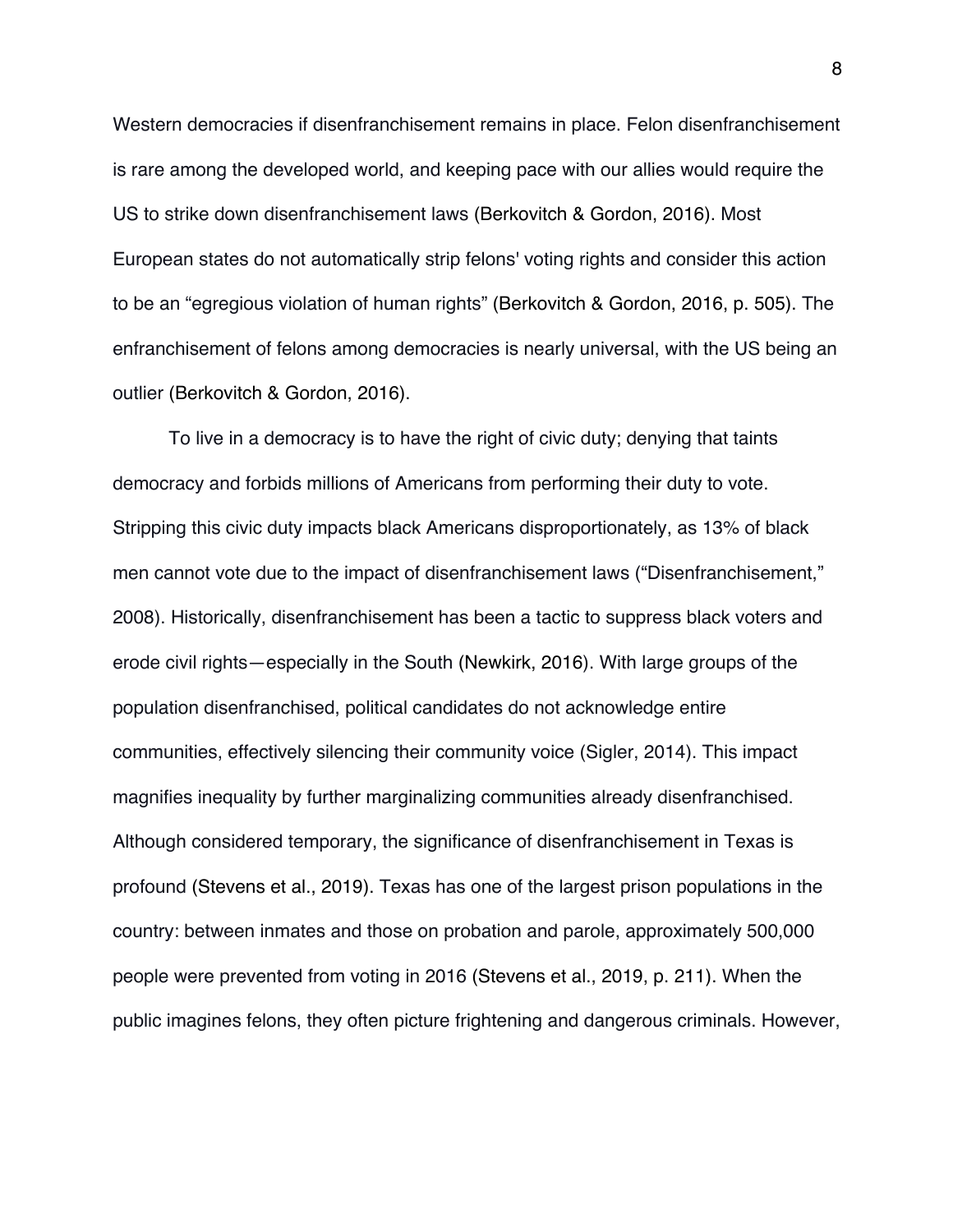Western democracies if disenfranchisement remains in place. Felon disenfranchisement is rare among the developed world, and keeping pace with our allies would require the US to strike down disenfranchisement laws (Berkovitch & Gordon, 2016). Most European states do not automatically strip felons' voting rights and consider this action to be an "egregious violation of human rights" (Berkovitch & Gordon, 2016, p. 505). The enfranchisement of felons among democracies is nearly universal, with the US being an outlier (Berkovitch & Gordon, 2016).

To live in a democracy is to have the right of civic duty; denying that taints democracy and forbids millions of Americans from performing their duty to vote. Stripping this civic duty impacts black Americans disproportionately, as 13% of black men cannot vote due to the impact of disenfranchisement laws ("Disenfranchisement," 2008). Historically, disenfranchisement has been a tactic to suppress black voters and erode civil rights—especially in the South (Newkirk, 2016). With large groups of the population disenfranchised, political candidates do not acknowledge entire communities, effectively silencing their community voice (Sigler, 2014). This impact magnifies inequality by further marginalizing communities already disenfranchised. Although considered temporary, the significance of disenfranchisement in Texas is profound (Stevens et al., 2019). Texas has one of the largest prison populations in the country: between inmates and those on probation and parole, approximately 500,000 people were prevented from voting in 2016 (Stevens et al., 2019, p. 211). When the public imagines felons, they often picture frightening and dangerous criminals. However,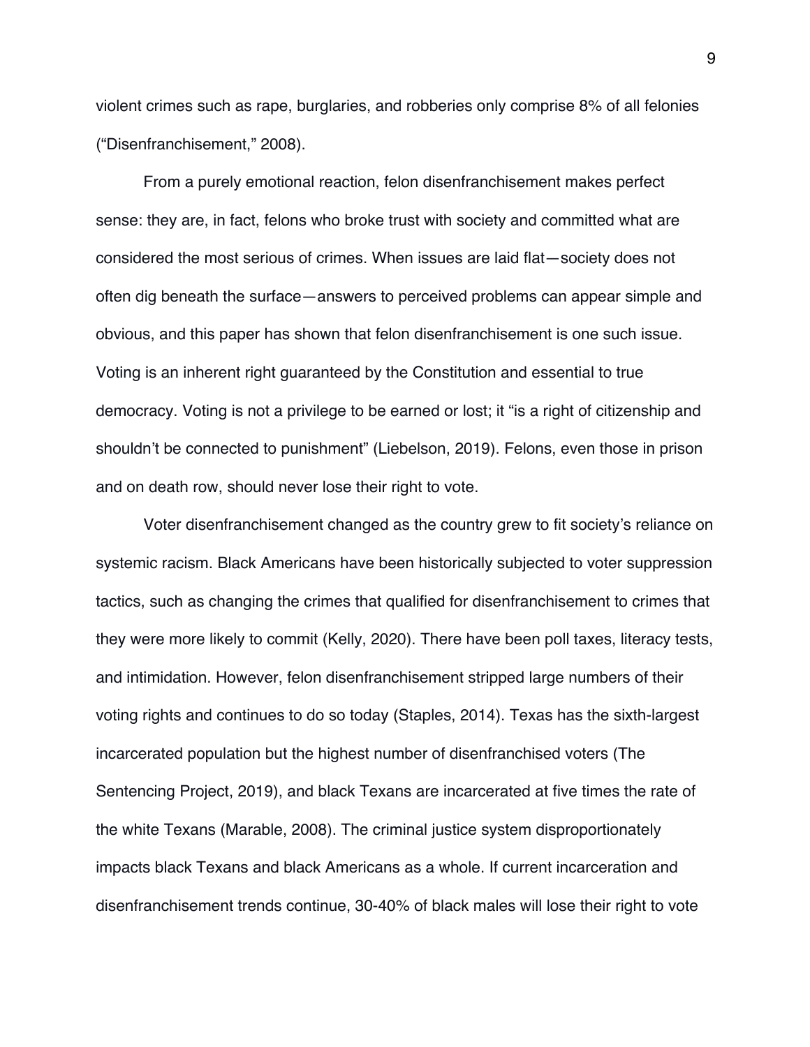violent crimes such as rape, burglaries, and robberies only comprise 8% of all felonies ("Disenfranchisement," 2008).

From a purely emotional reaction, felon disenfranchisement makes perfect sense: they are, in fact, felons who broke trust with society and committed what are considered the most serious of crimes. When issues are laid flat—society does not often dig beneath the surface—answers to perceived problems can appear simple and obvious, and this paper has shown that felon disenfranchisement is one such issue. Voting is an inherent right guaranteed by the Constitution and essential to true democracy. Voting is not a privilege to be earned or lost; it "is a right of citizenship and shouldn't be connected to punishment" (Liebelson, 2019). Felons, even those in prison and on death row, should never lose their right to vote.

Voter disenfranchisement changed as the country grew to fit society's reliance on systemic racism. Black Americans have been historically subjected to voter suppression tactics, such as changing the crimes that qualified for disenfranchisement to crimes that they were more likely to commit (Kelly, 2020). There have been poll taxes, literacy tests, and intimidation. However, felon disenfranchisement stripped large numbers of their voting rights and continues to do so today (Staples, 2014). Texas has the sixth-largest incarcerated population but the highest number of disenfranchised voters (The Sentencing Project, 2019), and black Texans are incarcerated at five times the rate of the white Texans (Marable, 2008). The criminal justice system disproportionately impacts black Texans and black Americans as a whole. If current incarceration and disenfranchisement trends continue, 30-40% of black males will lose their right to vote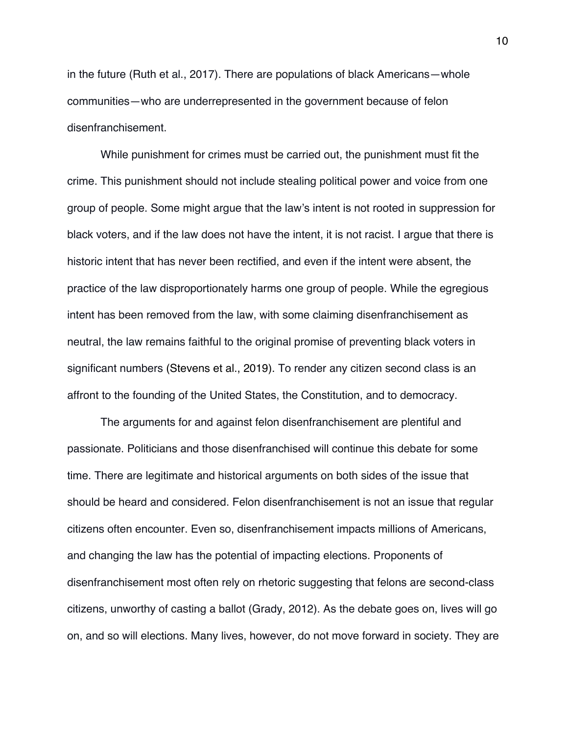in the future (Ruth et al., 2017). There are populations of black Americans—whole communities—who are underrepresented in the government because of felon disenfranchisement.

While punishment for crimes must be carried out, the punishment must fit the crime. This punishment should not include stealing political power and voice from one group of people. Some might argue that the law's intent is not rooted in suppression for black voters, and if the law does not have the intent, it is not racist. I argue that there is historic intent that has never been rectified, and even if the intent were absent, the practice of the law disproportionately harms one group of people. While the egregious intent has been removed from the law, with some claiming disenfranchisement as neutral, the law remains faithful to the original promise of preventing black voters in significant numbers (Stevens et al., 2019). To render any citizen second class is an affront to the founding of the United States, the Constitution, and to democracy.

The arguments for and against felon disenfranchisement are plentiful and passionate. Politicians and those disenfranchised will continue this debate for some time. There are legitimate and historical arguments on both sides of the issue that should be heard and considered. Felon disenfranchisement is not an issue that regular citizens often encounter. Even so, disenfranchisement impacts millions of Americans, and changing the law has the potential of impacting elections. Proponents of disenfranchisement most often rely on rhetoric suggesting that felons are second-class citizens, unworthy of casting a ballot (Grady, 2012). As the debate goes on, lives will go on, and so will elections. Many lives, however, do not move forward in society. They are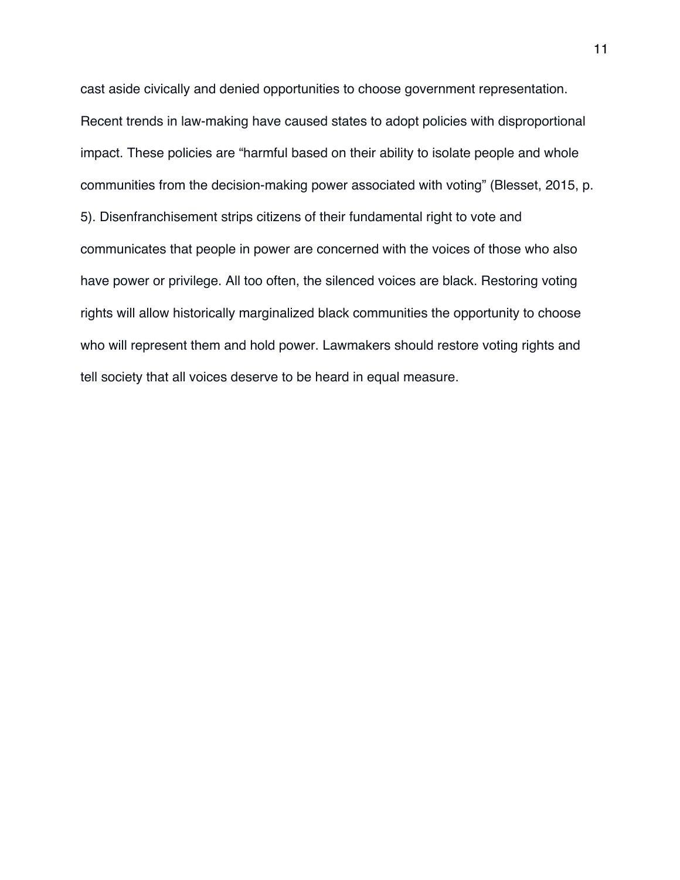cast aside civically and denied opportunities to choose government representation. Recent trends in law-making have caused states to adopt policies with disproportional impact. These policies are "harmful based on their ability to isolate people and whole communities from the decision-making power associated with voting" (Blesset, 2015, p. 5). Disenfranchisement strips citizens of their fundamental right to vote and communicates that people in power are concerned with the voices of those who also have power or privilege. All too often, the silenced voices are black. Restoring voting rights will allow historically marginalized black communities the opportunity to choose who will represent them and hold power. Lawmakers should restore voting rights and tell society that all voices deserve to be heard in equal measure.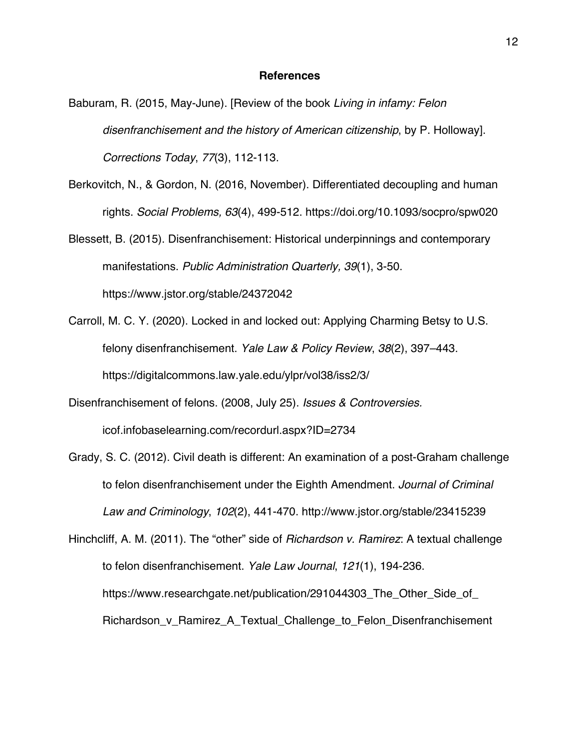# References

Baburam, R. (2015, May-June). [Review of the book *Living in infamy: Felon disenfranchisement and the history of American citizenship*, by P. Holloway]. *Corrections Today*, *77*(3), 112-113.

Berkovitch, N., & Gordon, N. (2016, November). Differentiated decoupling and human rights. *Social Problems, 63*(4), 499-512. https://doi.org/10.1093/socpro/spw020

Blessett, B. (2015). Disenfranchisement: Historical underpinnings and contemporary manifestations. *Public Administration Quarterly, 39*(1), 3-50. https://www.jstor.org/stable/24372042

Carroll, M. C. Y. (2020). Locked in and locked out: Applying Charming Betsy to U.S. felony disenfranchisement. *Yale Law & Policy Review*, *38*(2), 397–443. https://digitalcommons.law.yale.edu/ylpr/vol38/iss2/3/

Disenfranchisement of felons. (2008, July 25). *Issues & Controversies.* icof.infobaselearning.com/recordurl.aspx?ID=2734

Grady, S. C. (2012). Civil death is different: An examination of a post-Graham challenge to felon disenfranchisement under the Eighth Amendment. *Journal of Criminal Law and Criminology*, *102*(2), 441-470. http://www.jstor.org/stable/23415239

Hinchcliff, A. M. (2011). The "other" side of *Richardson v. Ramirez*: A textual challenge to felon disenfranchisement. *Yale Law Journal*, *121*(1), 194-236. https://www.researchgate.net/publication/291044303_The_Other_Side_of_Richardson_v_Ramirez_A_Textual_Challenge_to_Felon_Disenfranchisement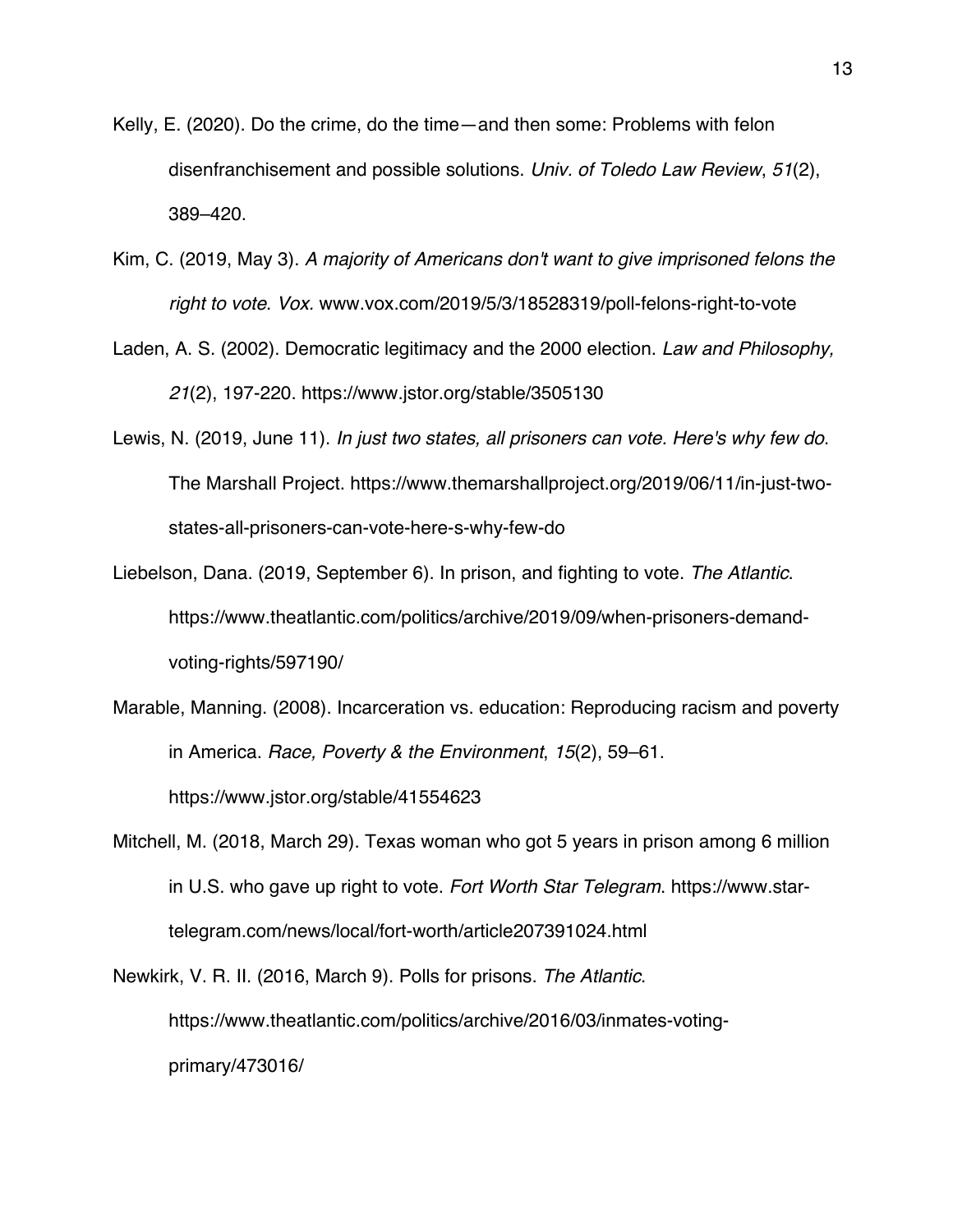Kelly, E. (2020). Do the crime, do the time—and then some: Problems with felon disenfranchisement and possible solutions. *Univ. of Toledo Law Review*, *51*(2), 389–420.

Kim, C. (2019, May 3). *A majority of Americans don't want to give imprisoned felons the right to vote*. *Vox.* www.vox.com/2019/5/3/18528319/poll-felons-right-to-vote

Laden, A. S. (2002). Democratic legitimacy and the 2000 election. *Law and Philosophy, 21*(2), 197-220. https://www.jstor.org/stable/3505130

Lewis, N. (2019, June 11). *In just two states, all prisoners can vote. Here's why few do*. The Marshall Project. https://www.themarshallproject.org/2019/06/11/in-just-two-states-all-prisoners-can-vote-here-s-why-few-do

Liebelson, Dana. (2019, September 6). In prison, and fighting to vote. *The Atlantic*. https://www.theatlantic.com/politics/archive/2019/09/when-prisoners-demand-voting-rights/597190/

Marable, Manning. (2008). Incarceration vs. education: Reproducing racism and poverty in America. *Race, Poverty & the Environment*, *15*(2), 59–61. https://www.jstor.org/stable/41554623

Mitchell, M. (2018, March 29). Texas woman who got 5 years in prison among 6 million in U.S. who gave up right to vote. *Fort Worth Star Telegram*. https://www.star-telegram.com/news/local/fort-worth/article207391024.html

Newkirk, V. R. II. (2016, March 9). Polls for prisons. *The Atlantic*. https://www.theatlantic.com/politics/archive/2016/03/inmates-voting-primary/473016/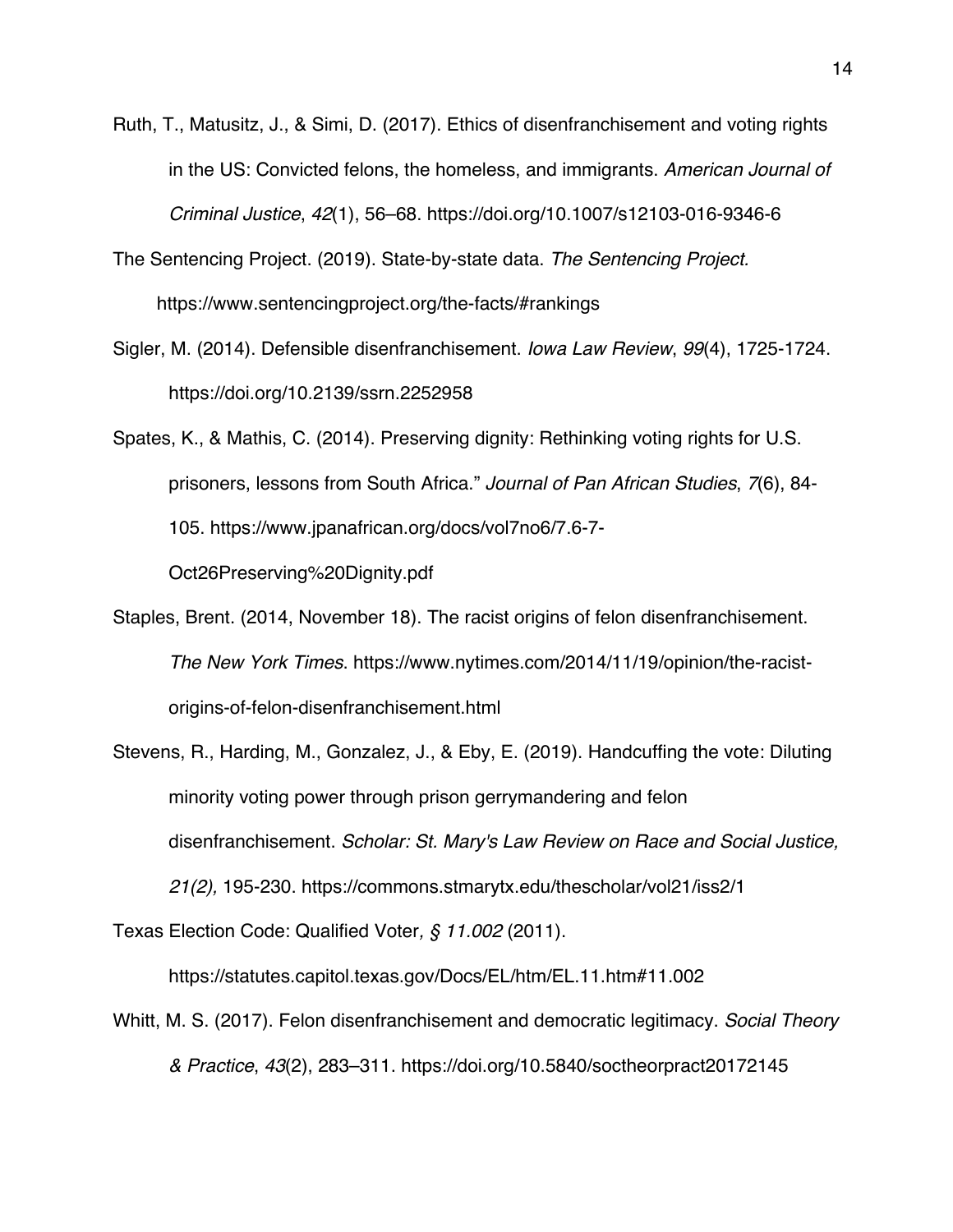Ruth, T., Matusitz, J., & Simi, D. (2017). Ethics of disenfranchisement and voting rights in the US: Convicted felons, the homeless, and immigrants. *American Journal of Criminal Justice*, *42*(1), 56–68. https://doi.org/10.1007/s12103-016-9346-6

The Sentencing Project. (2019). State-by-state data. *The Sentencing Project.* https://www.sentencingproject.org/the-facts/#rankings

Sigler, M. (2014). Defensible disenfranchisement. *Iowa Law Review*, *99*(4), 1725-1724. https://doi.org/10.2139/ssrn.2252958

Spates, K., & Mathis, C. (2014). Preserving dignity: Rethinking voting rights for U.S. prisoners, lessons from South Africa." *Journal of Pan African Studies*, *7*(6), 84-105. https://www.jpanafrican.org/docs/vol7no6/7.6-7-Oct26Preserving%20Dignity.pdf

Staples, Brent. (2014, November 18). The racist origins of felon disenfranchisement. *The New York Times*. https://www.nytimes.com/2014/11/19/opinion/the-racist-origins-of-felon-disenfranchisement.html

Stevens, R., Harding, M., Gonzalez, J., & Eby, E. (2019). Handcuffing the vote: Diluting minority voting power through prison gerrymandering and felon disenfranchisement. *Scholar: St. Mary's Law Review on Race and Social Justice, 21(2),* 195-230. https://commons.stmarytx.edu/thescholar/vol21/iss2/1

Texas Election Code: Qualified Voter*, § 11.002* (2011). https://statutes.capitol.texas.gov/Docs/EL/htm/EL.11.htm#11.002

Whitt, M. S. (2017). Felon disenfranchisement and democratic legitimacy. *Social Theory & Practice*, *43*(2), 283–311. https://doi.org/10.5840/soctheorpract20172145